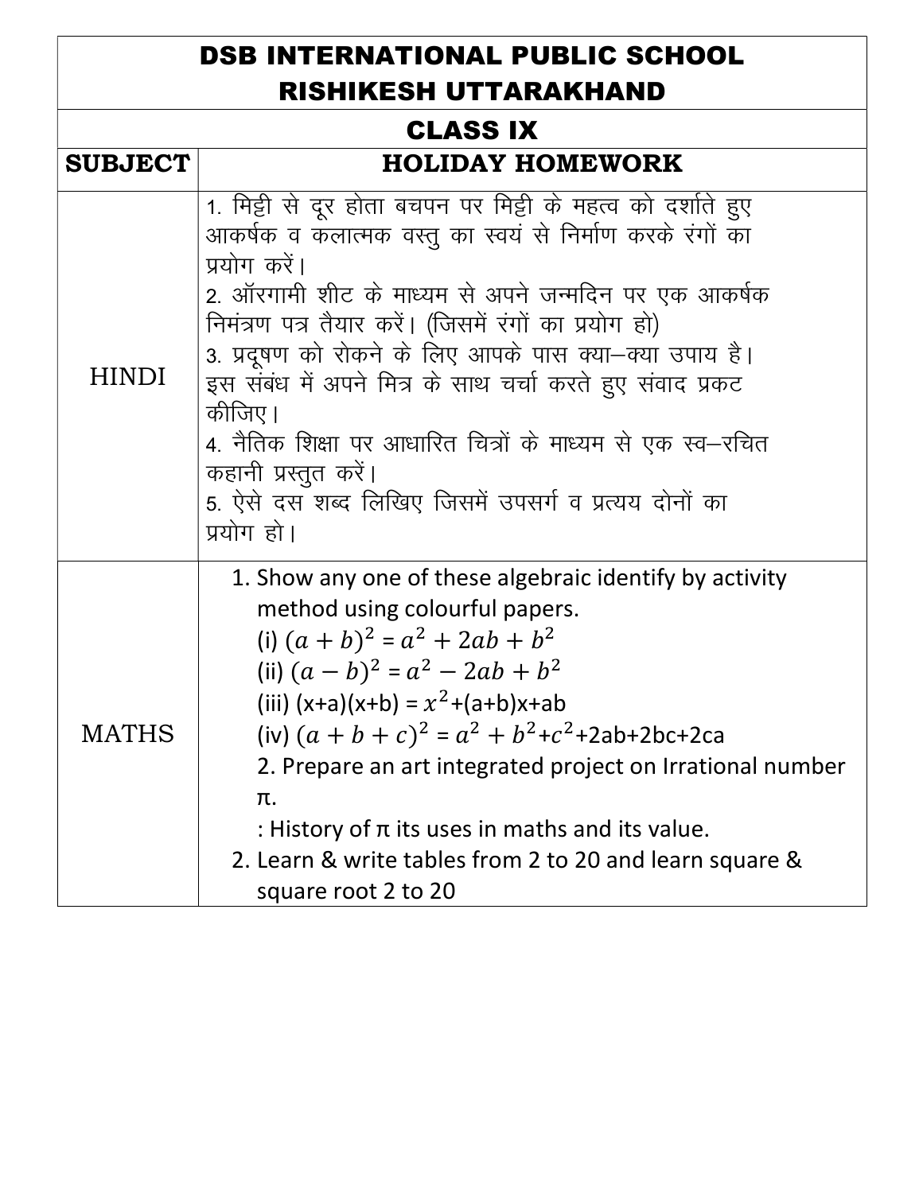| DSB INTERNATIONAL PUBLIC SCHOOL RISHIKESH UTTARAKHAND | |
|---|---|
| **CLASS IX** | |
| **SUBJECT** | **HOLIDAY HOMEWORK** |
| HINDI | 1. मिट्टी से दूर होता बचपन पर मिट्टी के महत्व को दर्शाते हुए आकर्षक व कलात्मक वस्तु का स्वयं से निर्माण करके रंगों का प्रयोग करें।<br>2. ऑरगामी शीट के माध्यम से अपने जन्मदिन पर एक आकर्षक निमंत्रण पत्र तैयार करें। (जिसमें रंगों का प्रयोग हो)<br>3. प्रदूषण को रोकने के लिए आपके पास क्या–क्या उपाय है। इस संबंध में अपने मित्र के साथ चर्चा करते हुए संवाद प्रकट कीजिए।<br>4. नैतिक शिक्षा पर आधारित चित्रों के माध्यम से एक स्व–रचित कहानी प्रस्तुत करें।<br>5. ऐसे दस शब्द लिखिए जिसमें उपसर्ग व प्रत्यय दोनों का प्रयोग हो। |
| MATHS | 1. Show any one of these algebraic identify by activity method using colourful papers.<br>(i) $(a+b)^2 = a^2 + 2ab + b^2$<br>(ii) $(a-b)^2 = a^2 - 2ab + b^2$<br>(iii) $(x+a)(x+b) = x^2+(a+b)x+ab$<br>(iv) $(a+b+c)^2 = a^2 + b^2+c^2+2ab+2bc+2ca$<br>2. Prepare an art integrated project on Irrational number π.<br>: History of π its uses in maths and its value.<br>2. Learn & write tables from 2 to 20 and learn square & square root 2 to 20 |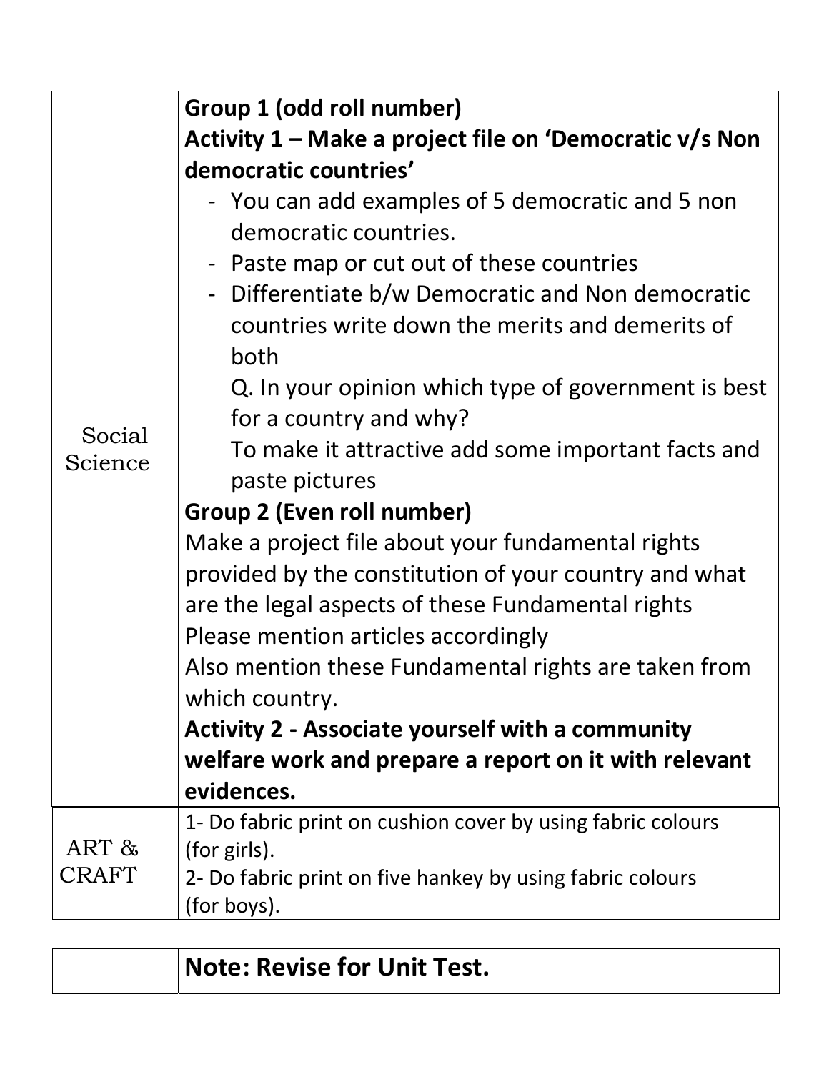| | |
|---|---|
| Social Science | **Group 1 (odd roll number)**<br>**Activity 1 – Make a project file on 'Democratic v/s Non democratic countries'**<br>- You can add examples of 5 democratic and 5 non democratic countries.<br>- Paste map or cut out of these countries<br>- Differentiate b/w Democratic and Non democratic countries write down the merits and demerits of both<br>Q. In your opinion which type of government is best for a country and why?<br>To make it attractive add some important facts and paste pictures<br>**Group 2 (Even roll number)**<br>Make a project file about your fundamental rights provided by the constitution of your country and what are the legal aspects of these Fundamental rights<br>Please mention articles accordingly<br>Also mention these Fundamental rights are taken from which country.<br>**Activity 2 - Associate yourself with a community welfare work and prepare a report on it with relevant evidences.** |
| ART & CRAFT | 1- Do fabric print on cushion cover by using fabric colours (for girls).<br>2- Do fabric print on five hankey by using fabric colours (for boys). |

| | |
|---|---|
| | **Note: Revise for Unit Test.** |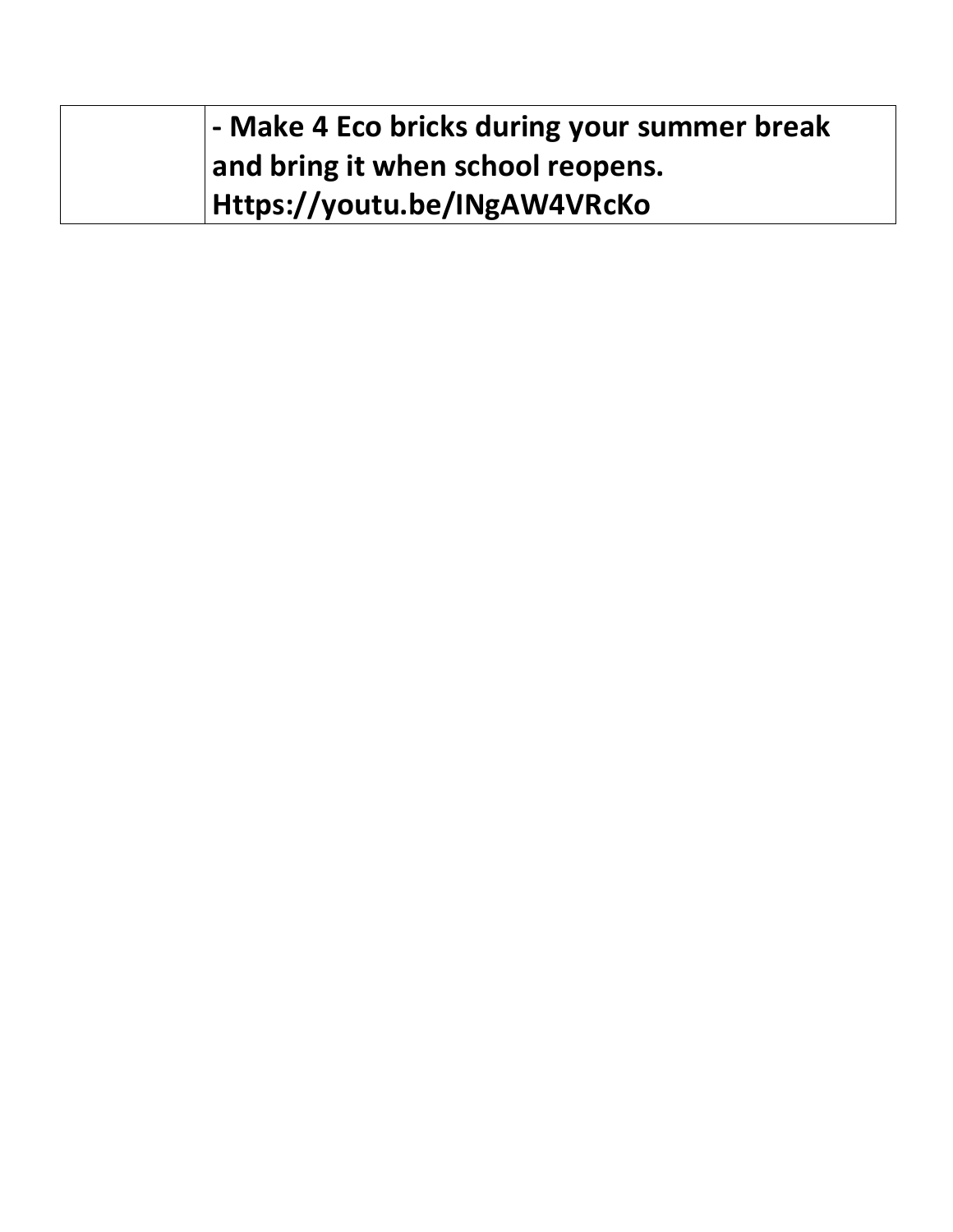| | |
|---|---|
| | **- Make 4 Eco bricks during your summer break and bring it when school reopens. Https://youtu.be/INgAW4VRcKo** |